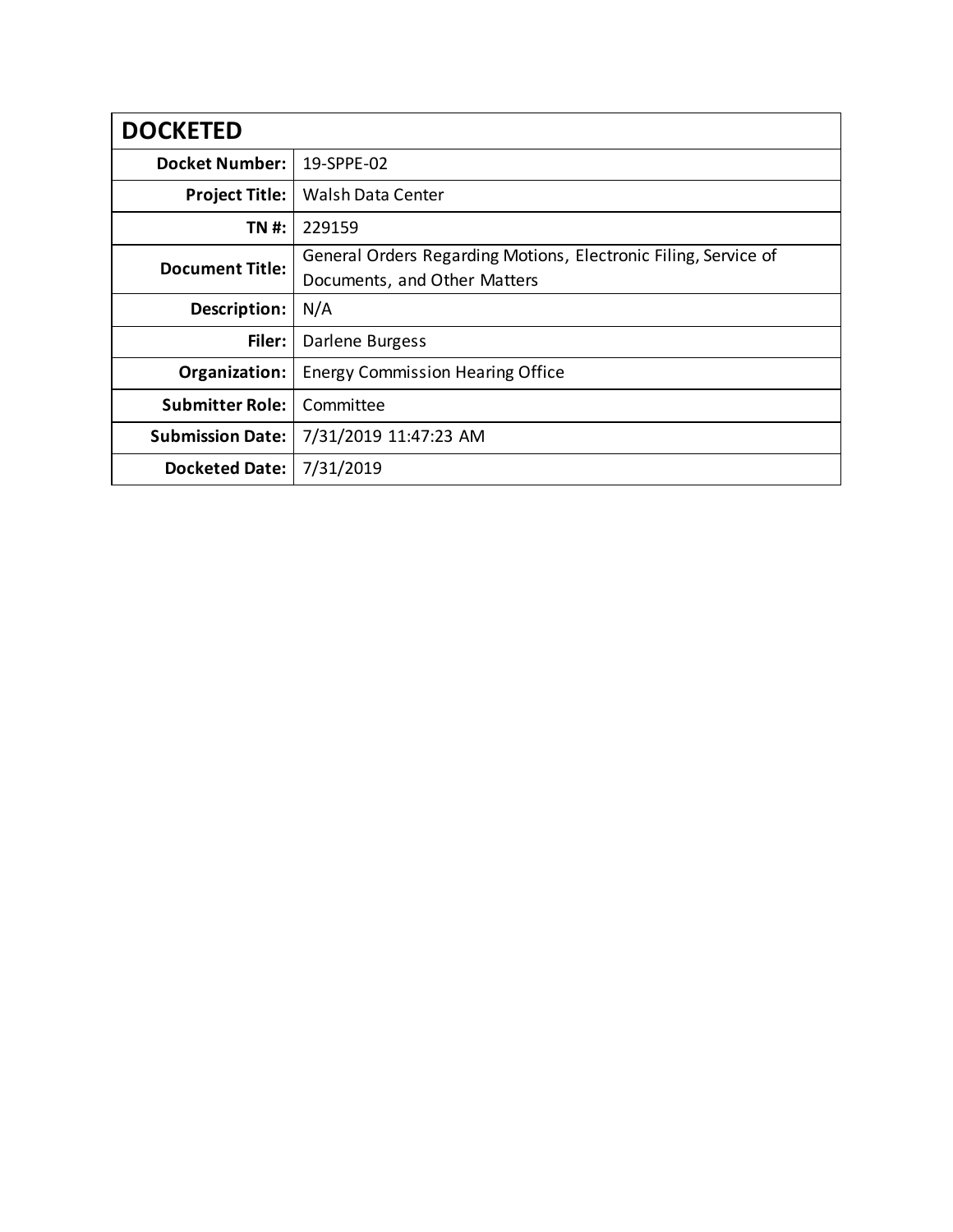| **DOCKETED** | |
|---:|---|
| **Docket Number:** | 19-SPPE-02 |
| **Project Title:** | Walsh Data Center |
| **TN #:** | 229159 |
| **Document Title:** | General Orders Regarding Motions, Electronic Filing, Service of Documents, and Other Matters |
| **Description:** | N/A |
| **Filer:** | Darlene Burgess |
| **Organization:** | Energy Commission Hearing Office |
| **Submitter Role:** | Committee |
| **Submission Date:** | 7/31/2019 11:47:23 AM |
| **Docketed Date:** | 7/31/2019 |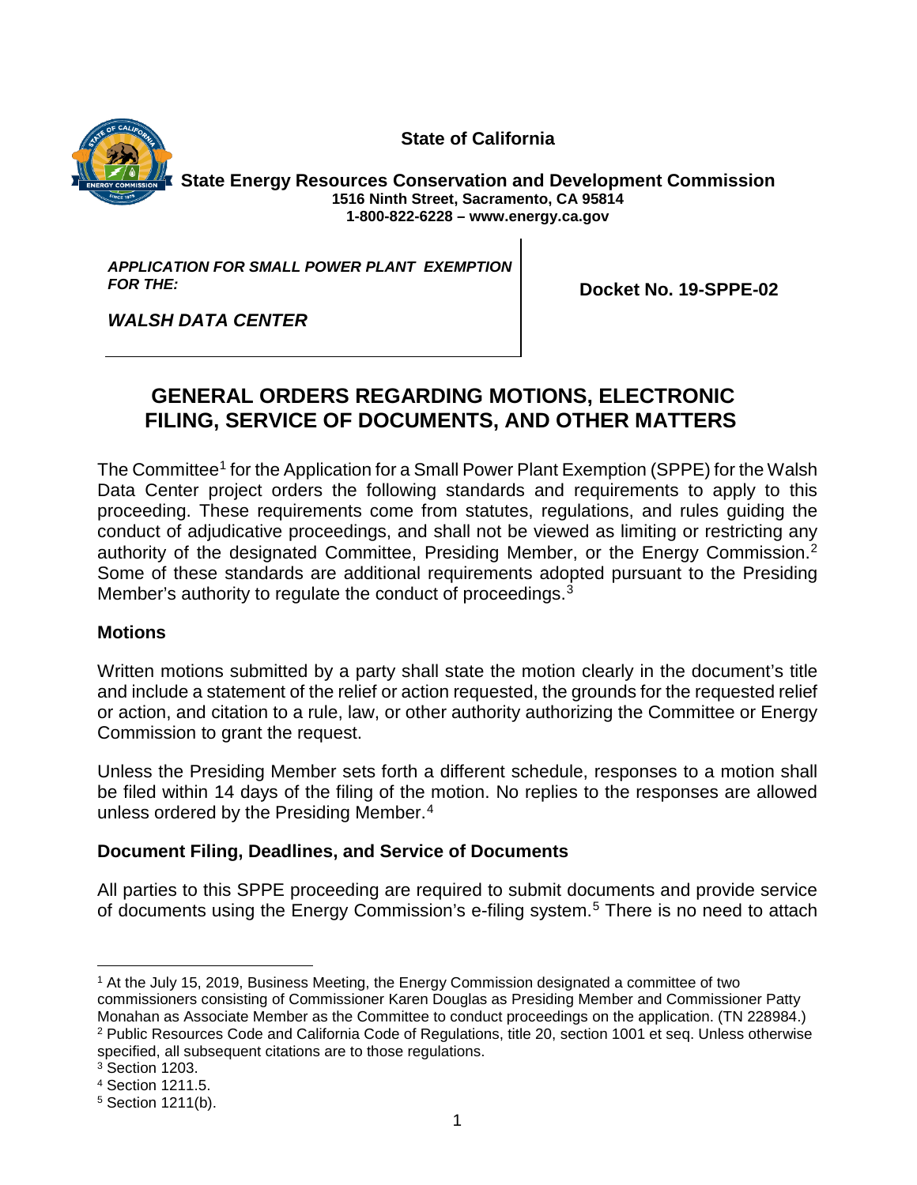**State of California**

**State Energy Resources Conservation and Development Commission**
**1516 Ninth Street, Sacramento, CA 95814**
**1-800-822-6228 – www.energy.ca.gov**

| *APPLICATION FOR SMALL POWER PLANT EXEMPTION FOR THE:* *WALSH DATA CENTER* | **Docket No. 19-SPPE-02** |
| --- | --- |

## GENERAL ORDERS REGARDING MOTIONS, ELECTRONIC FILING, SERVICE OF DOCUMENTS, AND OTHER MATTERS

The Committee[1] for the Application for a Small Power Plant Exemption (SPPE) for the Walsh Data Center project orders the following standards and requirements to apply to this proceeding. These requirements come from statutes, regulations, and rules guiding the conduct of adjudicative proceedings, and shall not be viewed as limiting or restricting any authority of the designated Committee, Presiding Member, or the Energy Commission.[2] Some of these standards are additional requirements adopted pursuant to the Presiding Member's authority to regulate the conduct of proceedings.[3]

### Motions

Written motions submitted by a party shall state the motion clearly in the document's title and include a statement of the relief or action requested, the grounds for the requested relief or action, and citation to a rule, law, or other authority authorizing the Committee or Energy Commission to grant the request.

Unless the Presiding Member sets forth a different schedule, responses to a motion shall be filed within 14 days of the filing of the motion. No replies to the responses are allowed unless ordered by the Presiding Member.[4]

### Document Filing, Deadlines, and Service of Documents

All parties to this SPPE proceeding are required to submit documents and provide service of documents using the Energy Commission's e-filing system.[5] There is no need to attach

---

[1] At the July 15, 2019, Business Meeting, the Energy Commission designated a committee of two commissioners consisting of Commissioner Karen Douglas as Presiding Member and Commissioner Patty Monahan as Associate Member as the Committee to conduct proceedings on the application. (TN 228984.)

[2] Public Resources Code and California Code of Regulations, title 20, section 1001 et seq. Unless otherwise specified, all subsequent citations are to those regulations.

[3] Section 1203.

[4] Section 1211.5.

[5] Section 1211(b).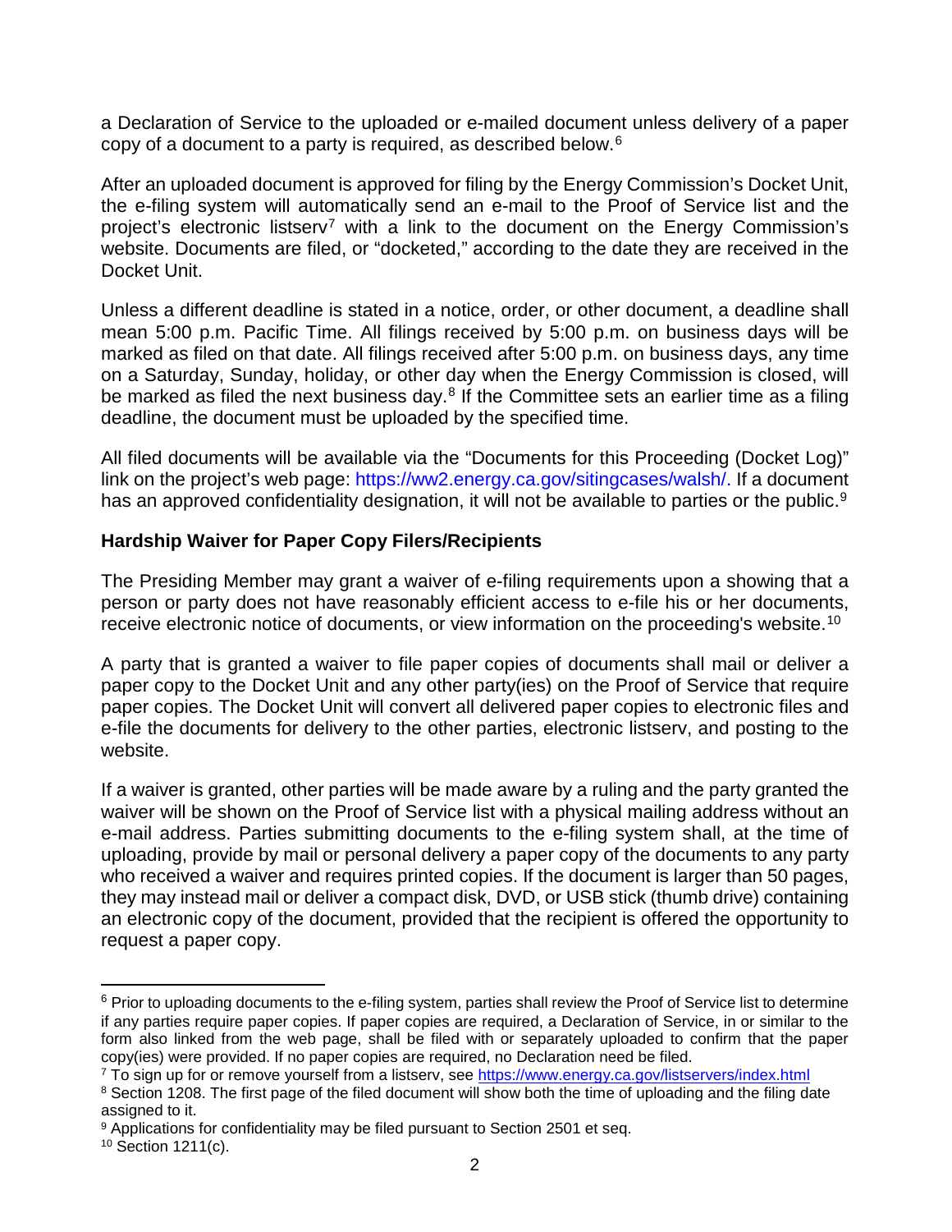a Declaration of Service to the uploaded or e-mailed document unless delivery of a paper copy of a document to a party is required, as described below.[6]

After an uploaded document is approved for filing by the Energy Commission's Docket Unit, the e-filing system will automatically send an e-mail to the Proof of Service list and the project's electronic listserv[7] with a link to the document on the Energy Commission's website. Documents are filed, or "docketed," according to the date they are received in the Docket Unit.

Unless a different deadline is stated in a notice, order, or other document, a deadline shall mean 5:00 p.m. Pacific Time. All filings received by 5:00 p.m. on business days will be marked as filed on that date. All filings received after 5:00 p.m. on business days, any time on a Saturday, Sunday, holiday, or other day when the Energy Commission is closed, will be marked as filed the next business day.[8] If the Committee sets an earlier time as a filing deadline, the document must be uploaded by the specified time.

All filed documents will be available via the "Documents for this Proceeding (Docket Log)" link on the project's web page: https://ww2.energy.ca.gov/sitingcases/walsh/. If a document has an approved confidentiality designation, it will not be available to parties or the public.[9]

**Hardship Waiver for Paper Copy Filers/Recipients**

The Presiding Member may grant a waiver of e-filing requirements upon a showing that a person or party does not have reasonably efficient access to e-file his or her documents, receive electronic notice of documents, or view information on the proceeding's website.[10]

A party that is granted a waiver to file paper copies of documents shall mail or deliver a paper copy to the Docket Unit and any other party(ies) on the Proof of Service that require paper copies. The Docket Unit will convert all delivered paper copies to electronic files and e-file the documents for delivery to the other parties, electronic listserv, and posting to the website.

If a waiver is granted, other parties will be made aware by a ruling and the party granted the waiver will be shown on the Proof of Service list with a physical mailing address without an e-mail address. Parties submitting documents to the e-filing system shall, at the time of uploading, provide by mail or personal delivery a paper copy of the documents to any party who received a waiver and requires printed copies. If the document is larger than 50 pages, they may instead mail or deliver a compact disk, DVD, or USB stick (thumb drive) containing an electronic copy of the document, provided that the recipient is offered the opportunity to request a paper copy.

---

[6] Prior to uploading documents to the e-filing system, parties shall review the Proof of Service list to determine if any parties require paper copies. If paper copies are required, a Declaration of Service, in or similar to the form also linked from the web page, shall be filed with or separately uploaded to confirm that the paper copy(ies) were provided. If no paper copies are required, no Declaration need be filed.

[7] To sign up for or remove yourself from a listserv, see https://www.energy.ca.gov/listservers/index.html

[8] Section 1208. The first page of the filed document will show both the time of uploading and the filing date assigned to it.

[9] Applications for confidentiality may be filed pursuant to Section 2501 et seq.

[10] Section 1211(c).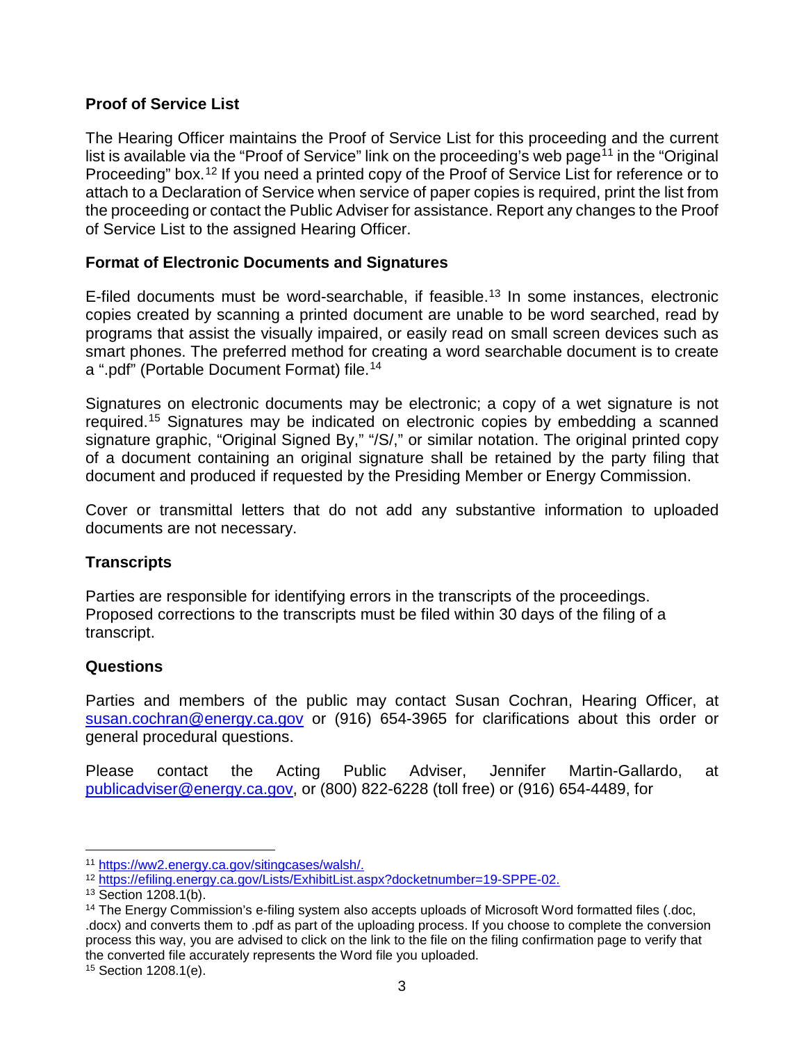**Proof of Service List**

The Hearing Officer maintains the Proof of Service List for this proceeding and the current list is available via the "Proof of Service" link on the proceeding's web page[11] in the "Original Proceeding" box.[12] If you need a printed copy of the Proof of Service List for reference or to attach to a Declaration of Service when service of paper copies is required, print the list from the proceeding or contact the Public Adviser for assistance. Report any changes to the Proof of Service List to the assigned Hearing Officer.

**Format of Electronic Documents and Signatures**

E-filed documents must be word-searchable, if feasible.[13] In some instances, electronic copies created by scanning a printed document are unable to be word searched, read by programs that assist the visually impaired, or easily read on small screen devices such as smart phones. The preferred method for creating a word searchable document is to create a ".pdf" (Portable Document Format) file.[14]

Signatures on electronic documents may be electronic; a copy of a wet signature is not required.[15] Signatures may be indicated on electronic copies by embedding a scanned signature graphic, "Original Signed By," "/S/," or similar notation. The original printed copy of a document containing an original signature shall be retained by the party filing that document and produced if requested by the Presiding Member or Energy Commission.

Cover or transmittal letters that do not add any substantive information to uploaded documents are not necessary.

**Transcripts**

Parties are responsible for identifying errors in the transcripts of the proceedings. Proposed corrections to the transcripts must be filed within 30 days of the filing of a transcript.

**Questions**

Parties and members of the public may contact Susan Cochran, Hearing Officer, at susan.cochran@energy.ca.gov or (916) 654-3965 for clarifications about this order or general procedural questions.

Please contact the Acting Public Adviser, Jennifer Martin-Gallardo, at publicadviser@energy.ca.gov, or (800) 822-6228 (toll free) or (916) 654-4489, for

---

[11] https://ww2.energy.ca.gov/sitingcases/walsh/.

[12] https://efiling.energy.ca.gov/Lists/ExhibitList.aspx?docketnumber=19-SPPE-02.

[13] Section 1208.1(b).

[14] The Energy Commission's e-filing system also accepts uploads of Microsoft Word formatted files (.doc, .docx) and converts them to .pdf as part of the uploading process. If you choose to complete the conversion process this way, you are advised to click on the link to the file on the filing confirmation page to verify that the converted file accurately represents the Word file you uploaded.

[15] Section 1208.1(e).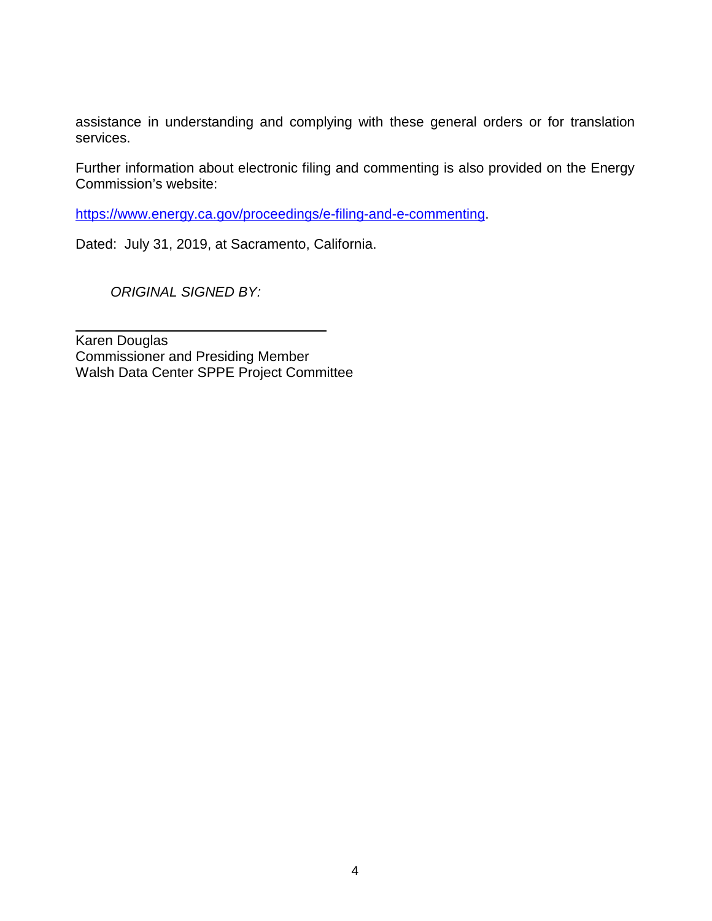assistance in understanding and complying with these general orders or for translation services.

Further information about electronic filing and commenting is also provided on the Energy Commission's website:

[https://www.energy.ca.gov/proceedings/e-filing-and-e-commenting](https://www.energy.ca.gov/proceedings/e-filing-and-e-commenting).

Dated: July 31, 2019, at Sacramento, California.

*ORIGINAL SIGNED BY:*

Karen Douglas
Commissioner and Presiding Member
Walsh Data Center SPPE Project Committee